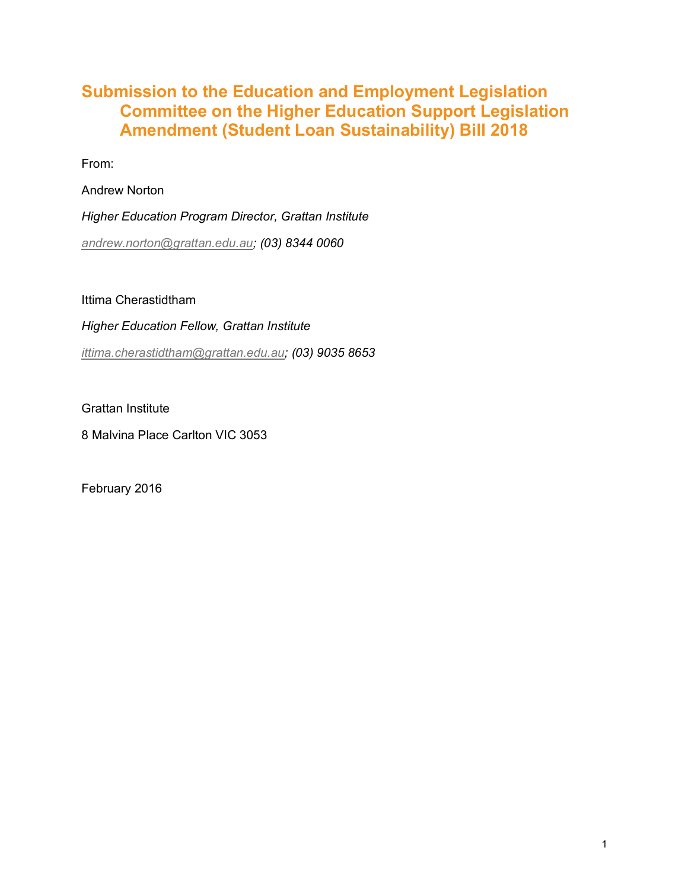# Submission to the Education and Employment Legislation Committee on the Higher Education Support Legislation Amendment (Student Loan Sustainability) Bill 2018

From:

Andrew Norton

*Higher Education Program Director, Grattan Institute*

*andrew.norton@grattan.edu.au; (03) 8344 0060*

Ittima Cherastidtham

*Higher Education Fellow, Grattan Institute*

*ittima.cherastidtham@grattan.edu.au; (03) 9035 8653*

Grattan Institute

8 Malvina Place Carlton VIC 3053

February 2016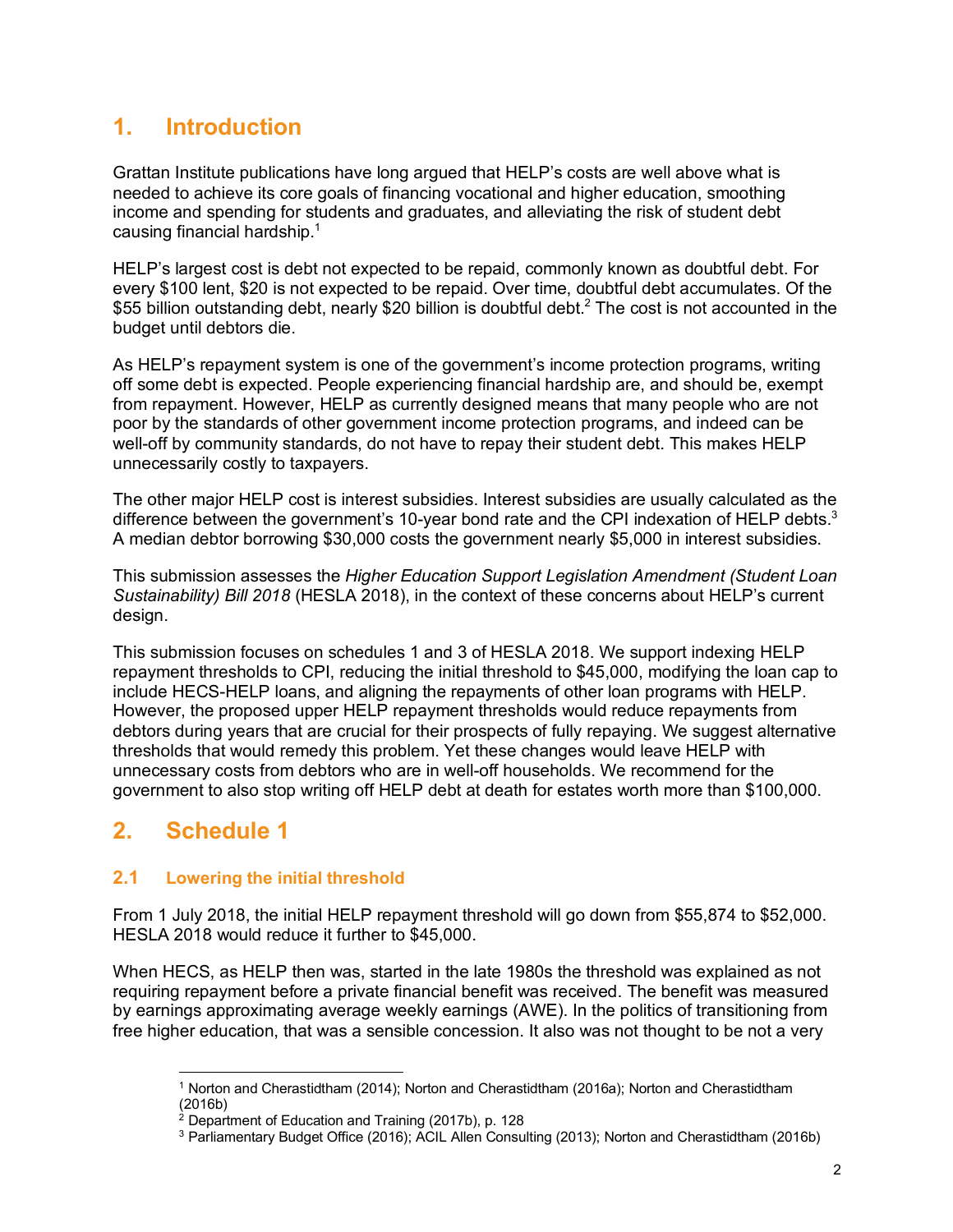# 1. Introduction

Grattan Institute publications have long argued that HELP's costs are well above what is needed to achieve its core goals of financing vocational and higher education, smoothing income and spending for students and graduates, and alleviating the risk of student debt causing financial hardship.[1]

HELP's largest cost is debt not expected to be repaid, commonly known as doubtful debt. For every $100 lent, $20 is not expected to be repaid. Over time, doubtful debt accumulates. Of the $55 billion outstanding debt, nearly $20 billion is doubtful debt.[2] The cost is not accounted in the budget until debtors die.

As HELP's repayment system is one of the government's income protection programs, writing off some debt is expected. People experiencing financial hardship are, and should be, exempt from repayment. However, HELP as currently designed means that many people who are not poor by the standards of other government income protection programs, and indeed can be well-off by community standards, do not have to repay their student debt. This makes HELP unnecessarily costly to taxpayers.

The other major HELP cost is interest subsidies. Interest subsidies are usually calculated as the difference between the government's 10-year bond rate and the CPI indexation of HELP debts.[3] A median debtor borrowing $30,000 costs the government nearly $5,000 in interest subsidies.

This submission assesses the *Higher Education Support Legislation Amendment (Student Loan Sustainability) Bill 2018* (HESLA 2018), in the context of these concerns about HELP's current design.

This submission focuses on schedules 1 and 3 of HESLA 2018. We support indexing HELP repayment thresholds to CPI, reducing the initial threshold to $45,000, modifying the loan cap to include HECS-HELP loans, and aligning the repayments of other loan programs with HELP. However, the proposed upper HELP repayment thresholds would reduce repayments from debtors during years that are crucial for their prospects of fully repaying. We suggest alternative thresholds that would remedy this problem. Yet these changes would leave HELP with unnecessary costs from debtors who are in well-off households. We recommend for the government to also stop writing off HELP debt at death for estates worth more than $100,000.

# 2. Schedule 1

## 2.1 Lowering the initial threshold

From 1 July 2018, the initial HELP repayment threshold will go down from $55,874 to $52,000. HESLA 2018 would reduce it further to $45,000.

When HECS, as HELP then was, started in the late 1980s the threshold was explained as not requiring repayment before a private financial benefit was received. The benefit was measured by earnings approximating average weekly earnings (AWE). In the politics of transitioning from free higher education, that was a sensible concession. It also was not thought to be not a very

---

[1] Norton and Cherastidtham (2014); Norton and Cherastidtham (2016a); Norton and Cherastidtham (2016b)

[2] Department of Education and Training (2017b), p. 128

[3] Parliamentary Budget Office (2016); ACIL Allen Consulting (2013); Norton and Cherastidtham (2016b)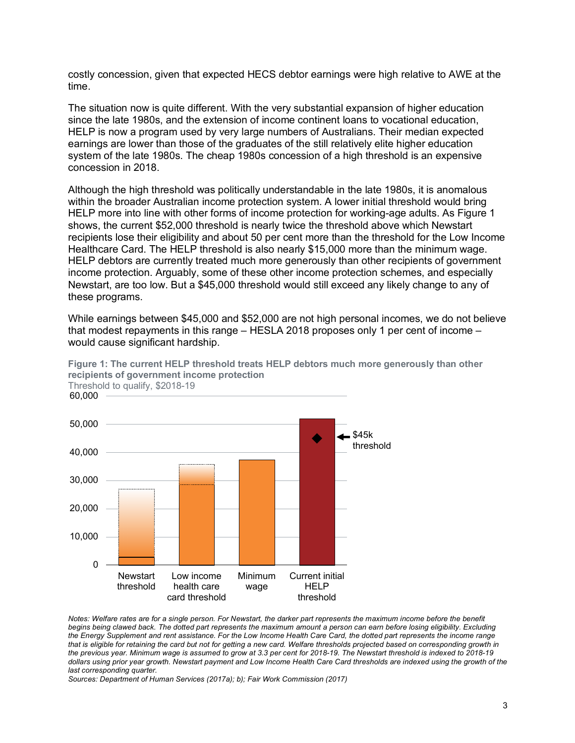costly concession, given that expected HECS debtor earnings were high relative to AWE at the time.

The situation now is quite different. With the very substantial expansion of higher education since the late 1980s, and the extension of income continent loans to vocational education, HELP is now a program used by very large numbers of Australians. Their median expected earnings are lower than those of the graduates of the still relatively elite higher education system of the late 1980s. The cheap 1980s concession of a high threshold is an expensive concession in 2018.

Although the high threshold was politically understandable in the late 1980s, it is anomalous within the broader Australian income protection system. A lower initial threshold would bring HELP more into line with other forms of income protection for working-age adults. As Figure 1 shows, the current $52,000 threshold is nearly twice the threshold above which Newstart recipients lose their eligibility and about 50 per cent more than the threshold for the Low Income Healthcare Card. The HELP threshold is also nearly $15,000 more than the minimum wage. HELP debtors are currently treated much more generously than other recipients of government income protection. Arguably, some of these other income protection schemes, and especially Newstart, are too low. But a $45,000 threshold would still exceed any likely change to any of these programs.

While earnings between $45,000 and $52,000 are not high personal incomes, we do not believe that modest repayments in this range – HESLA 2018 proposes only 1 per cent of income – would cause significant hardship.

**Figure 1: The current HELP threshold treats HELP debtors much more generously than other recipients of government income protection**

Threshold to qualify, $2018-19

*Notes: Welfare rates are for a single person. For Newstart, the darker part represents the maximum income before the benefit begins being clawed back. The dotted part represents the maximum amount a person can earn before losing eligibility. Excluding the Energy Supplement and rent assistance. For the Low Income Health Care Card, the dotted part represents the income range that is eligible for retaining the card but not for getting a new card. Welfare thresholds projected based on corresponding growth in the previous year. Minimum wage is assumed to grow at 3.3 per cent for 2018-19. The Newstart threshold is indexed to 2018-19 dollars using prior year growth. Newstart payment and Low Income Health Care Card thresholds are indexed using the growth of the last corresponding quarter.*

*Sources: Department of Human Services (2017a); b); Fair Work Commission (2017)*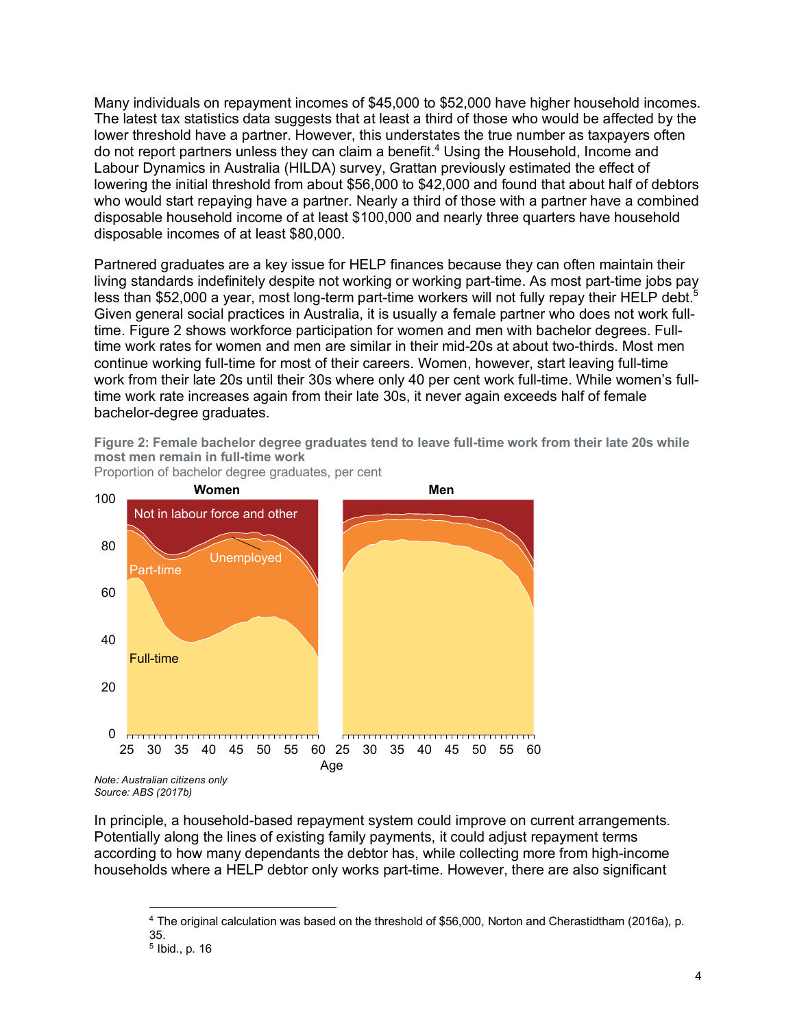Many individuals on repayment incomes of $45,000 to $52,000 have higher household incomes. The latest tax statistics data suggests that at least a third of those who would be affected by the lower threshold have a partner. However, this understates the true number as taxpayers often do not report partners unless they can claim a benefit.[4] Using the Household, Income and Labour Dynamics in Australia (HILDA) survey, Grattan previously estimated the effect of lowering the initial threshold from about $56,000 to $42,000 and found that about half of debtors who would start repaying have a partner. Nearly a third of those with a partner have a combined disposable household income of at least $100,000 and nearly three quarters have household disposable incomes of at least $80,000.

Partnered graduates are a key issue for HELP finances because they can often maintain their living standards indefinitely despite not working or working part-time. As most part-time jobs pay less than $52,000 a year, most long-term part-time workers will not fully repay their HELP debt.[5] Given general social practices in Australia, it is usually a female partner who does not work full-time. Figure 2 shows workforce participation for women and men with bachelor degrees. Full-time work rates for women and men are similar in their mid-20s at about two-thirds. Most men continue working full-time for most of their careers. Women, however, start leaving full-time work from their late 20s until their 30s where only 40 per cent work full-time. While women's full-time work rate increases again from their late 30s, it never again exceeds half of female bachelor-degree graduates.

**Figure 2: Female bachelor degree graduates tend to leave full-time work from their late 20s while most men remain in full-time work**

Proportion of bachelor degree graduates, per cent

*Note: Australian citizens only*
*Source: ABS (2017b)*

In principle, a household-based repayment system could improve on current arrangements. Potentially along the lines of existing family payments, it could adjust repayment terms according to how many dependants the debtor has, while collecting more from high-income households where a HELP debtor only works part-time. However, there are also significant

---

[4] The original calculation was based on the threshold of $56,000, Norton and Cherastidtham (2016a), p. 35.

[5] Ibid., p. 16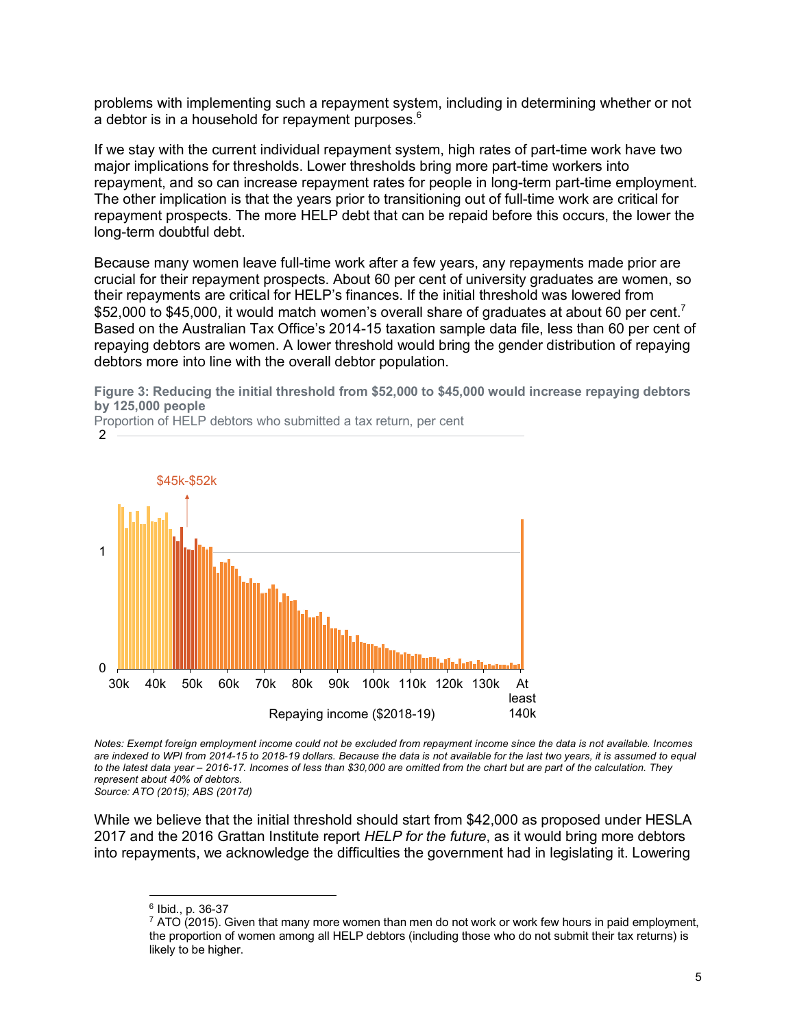problems with implementing such a repayment system, including in determining whether or not a debtor is in a household for repayment purposes.[6]

If we stay with the current individual repayment system, high rates of part-time work have two major implications for thresholds. Lower thresholds bring more part-time workers into repayment, and so can increase repayment rates for people in long-term part-time employment. The other implication is that the years prior to transitioning out of full-time work are critical for repayment prospects. The more HELP debt that can be repaid before this occurs, the lower the long-term doubtful debt.

Because many women leave full-time work after a few years, any repayments made prior are crucial for their repayment prospects. About 60 per cent of university graduates are women, so their repayments are critical for HELP's finances. If the initial threshold was lowered from $52,000 to $45,000, it would match women's overall share of graduates at about 60 per cent.[7] Based on the Australian Tax Office's 2014-15 taxation sample data file, less than 60 per cent of repaying debtors are women. A lower threshold would bring the gender distribution of repaying debtors more into line with the overall debtor population.

**Figure 3: Reducing the initial threshold from $52,000 to $45,000 would increase repaying debtors by 125,000 people**

Proportion of HELP debtors who submitted a tax return, per cent

*Notes: Exempt foreign employment income could not be excluded from repayment income since the data is not available. Incomes are indexed to WPI from 2014-15 to 2018-19 dollars. Because the data is not available for the last two years, it is assumed to equal to the latest data year – 2016-17. Incomes of less than $30,000 are omitted from the chart but are part of the calculation. They represent about 40% of debtors.*
*Source: ATO (2015); ABS (2017d)*

While we believe that the initial threshold should start from $42,000 as proposed under HESLA 2017 and the 2016 Grattan Institute report *HELP for the future*, as it would bring more debtors into repayments, we acknowledge the difficulties the government had in legislating it. Lowering

[6] Ibid., p. 36-37

[7] ATO (2015). Given that many more women than men do not work or work few hours in paid employment, the proportion of women among all HELP debtors (including those who do not submit their tax returns) is likely to be higher.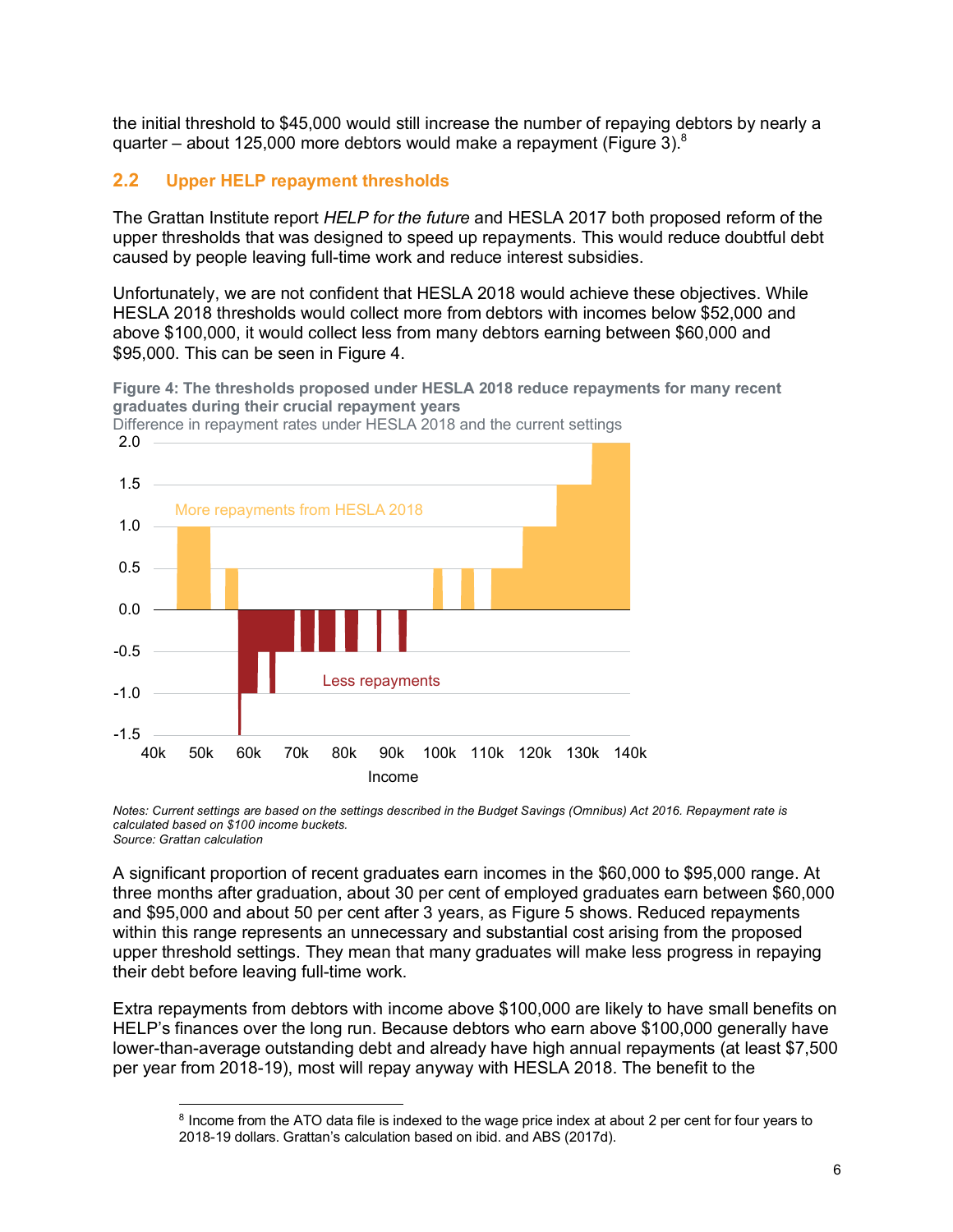the initial threshold to $45,000 would still increase the number of repaying debtors by nearly a quarter – about 125,000 more debtors would make a repayment (Figure 3).[8]

## 2.2 Upper HELP repayment thresholds

The Grattan Institute report *HELP for the future* and HESLA 2017 both proposed reform of the upper thresholds that was designed to speed up repayments. This would reduce doubtful debt caused by people leaving full-time work and reduce interest subsidies.

Unfortunately, we are not confident that HESLA 2018 would achieve these objectives. While HESLA 2018 thresholds would collect more from debtors with incomes below $52,000 and above $100,000, it would collect less from many debtors earning between $60,000 and $95,000. This can be seen in Figure 4.

**Figure 4: The thresholds proposed under HESLA 2018 reduce repayments for many recent graduates during their crucial repayment years**

Difference in repayment rates under HESLA 2018 and the current settings

*Notes: Current settings are based on the settings described in the Budget Savings (Omnibus) Act 2016. Repayment rate is calculated based on $100 income buckets.*
*Source: Grattan calculation*

A significant proportion of recent graduates earn incomes in the $60,000 to $95,000 range. At three months after graduation, about 30 per cent of employed graduates earn between $60,000 and $95,000 and about 50 per cent after 3 years, as Figure 5 shows. Reduced repayments within this range represents an unnecessary and substantial cost arising from the proposed upper threshold settings. They mean that many graduates will make less progress in repaying their debt before leaving full-time work.

Extra repayments from debtors with income above $100,000 are likely to have small benefits on HELP's finances over the long run. Because debtors who earn above $100,000 generally have lower-than-average outstanding debt and already have high annual repayments (at least $7,500 per year from 2018-19), most will repay anyway with HESLA 2018. The benefit to the

[8] Income from the ATO data file is indexed to the wage price index at about 2 per cent for four years to 2018-19 dollars. Grattan's calculation based on ibid. and ABS (2017d).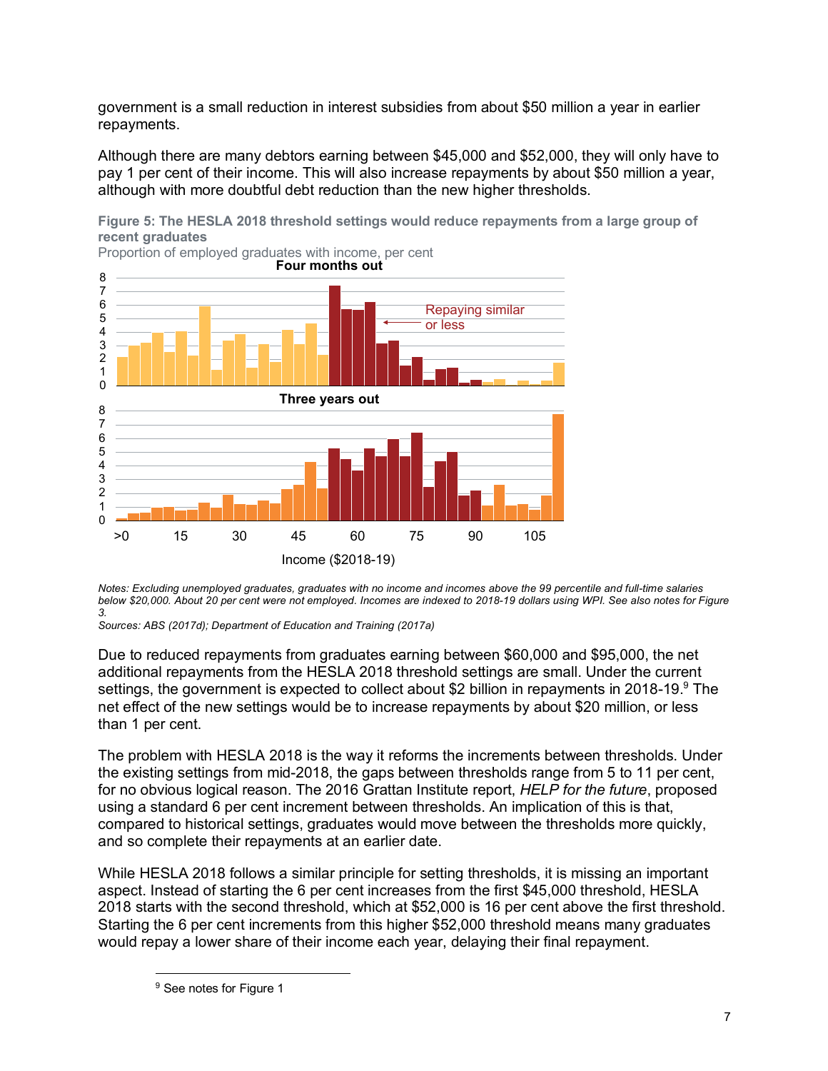government is a small reduction in interest subsidies from about $50 million a year in earlier repayments.

Although there are many debtors earning between $45,000 and $52,000, they will only have to pay 1 per cent of their income. This will also increase repayments by about $50 million a year, although with more doubtful debt reduction than the new higher thresholds.

**Figure 5: The HESLA 2018 threshold settings would reduce repayments from a large group of recent graduates**

Proportion of employed graduates with income, per cent

*Notes: Excluding unemployed graduates, graduates with no income and incomes above the 99 percentile and full-time salaries below $20,000. About 20 per cent were not employed. Incomes are indexed to 2018-19 dollars using WPI. See also notes for Figure 3.*

*Sources: ABS (2017d); Department of Education and Training (2017a)*

Due to reduced repayments from graduates earning between $60,000 and $95,000, the net additional repayments from the HESLA 2018 threshold settings are small. Under the current settings, the government is expected to collect about $2 billion in repayments in 2018-19.[9] The net effect of the new settings would be to increase repayments by about $20 million, or less than 1 per cent.

The problem with HESLA 2018 is the way it reforms the increments between thresholds. Under the existing settings from mid-2018, the gaps between thresholds range from 5 to 11 per cent, for no obvious logical reason. The 2016 Grattan Institute report, *HELP for the future*, proposed using a standard 6 per cent increment between thresholds. An implication of this is that, compared to historical settings, graduates would move between the thresholds more quickly, and so complete their repayments at an earlier date.

While HESLA 2018 follows a similar principle for setting thresholds, it is missing an important aspect. Instead of starting the 6 per cent increases from the first $45,000 threshold, HESLA 2018 starts with the second threshold, which at $52,000 is 16 per cent above the first threshold. Starting the 6 per cent increments from this higher $52,000 threshold means many graduates would repay a lower share of their income each year, delaying their final repayment.

[9] See notes for Figure 1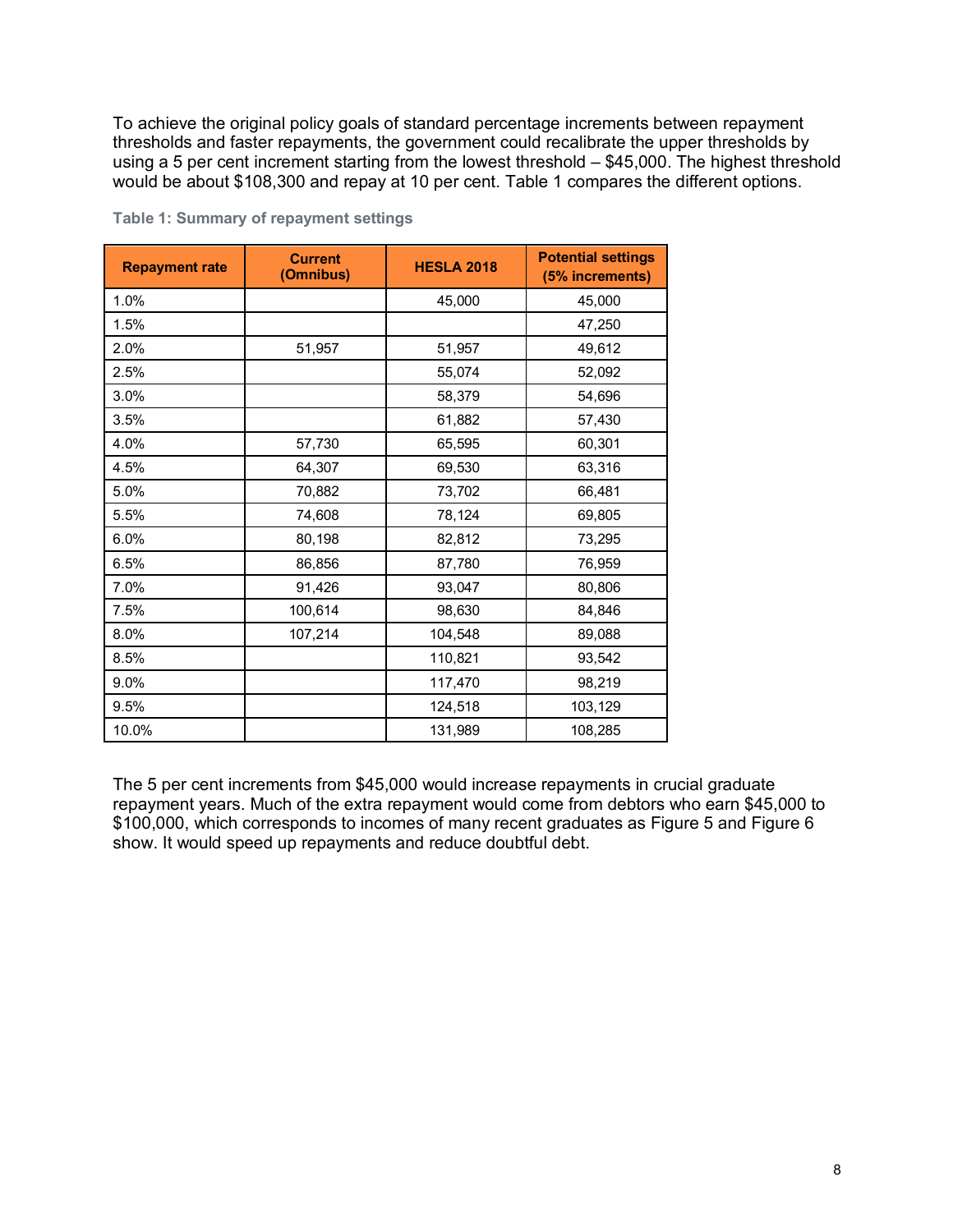To achieve the original policy goals of standard percentage increments between repayment thresholds and faster repayments, the government could recalibrate the upper thresholds by using a 5 per cent increment starting from the lowest threshold – $45,000. The highest threshold would be about $108,300 and repay at 10 per cent. Table 1 compares the different options.

**Table 1: Summary of repayment settings**

| Repayment rate | Current (Omnibus) | HESLA 2018 | Potential settings (5% increments) |
|---|---|---|---|
| 1.0% | | 45,000 | 45,000 |
| 1.5% | | | 47,250 |
| 2.0% | 51,957 | 51,957 | 49,612 |
| 2.5% | | 55,074 | 52,092 |
| 3.0% | | 58,379 | 54,696 |
| 3.5% | | 61,882 | 57,430 |
| 4.0% | 57,730 | 65,595 | 60,301 |
| 4.5% | 64,307 | 69,530 | 63,316 |
| 5.0% | 70,882 | 73,702 | 66,481 |
| 5.5% | 74,608 | 78,124 | 69,805 |
| 6.0% | 80,198 | 82,812 | 73,295 |
| 6.5% | 86,856 | 87,780 | 76,959 |
| 7.0% | 91,426 | 93,047 | 80,806 |
| 7.5% | 100,614 | 98,630 | 84,846 |
| 8.0% | 107,214 | 104,548 | 89,088 |
| 8.5% | | 110,821 | 93,542 |
| 9.0% | | 117,470 | 98,219 |
| 9.5% | | 124,518 | 103,129 |
| 10.0% | | 131,989 | 108,285 |

The 5 per cent increments from $45,000 would increase repayments in crucial graduate repayment years. Much of the extra repayment would come from debtors who earn $45,000 to $100,000, which corresponds to incomes of many recent graduates as Figure 5 and Figure 6 show. It would speed up repayments and reduce doubtful debt.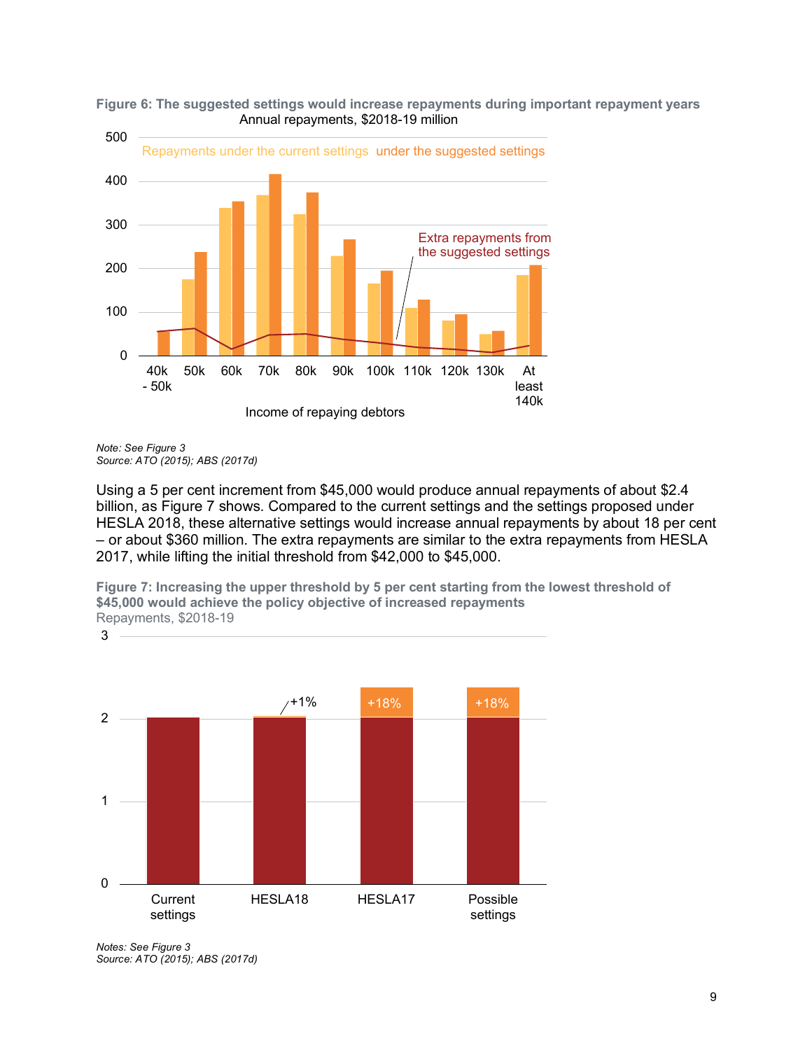**Figure 6: The suggested settings would increase repayments during important repayment years**

Annual repayments, $2018-19 million

*Note: See Figure 3*
*Source: ATO (2015); ABS (2017d)*

Using a 5 per cent increment from $45,000 would produce annual repayments of about $2.4 billion, as Figure 7 shows. Compared to the current settings and the settings proposed under HESLA 2018, these alternative settings would increase annual repayments by about 18 per cent – or about $360 million. The extra repayments are similar to the extra repayments from HESLA 2017, while lifting the initial threshold from $42,000 to $45,000.

**Figure 7: Increasing the upper threshold by 5 per cent starting from the lowest threshold of $45,000 would achieve the policy objective of increased repayments**

Repayments, $2018-19

*Notes: See Figure 3*
*Source: ATO (2015); ABS (2017d)*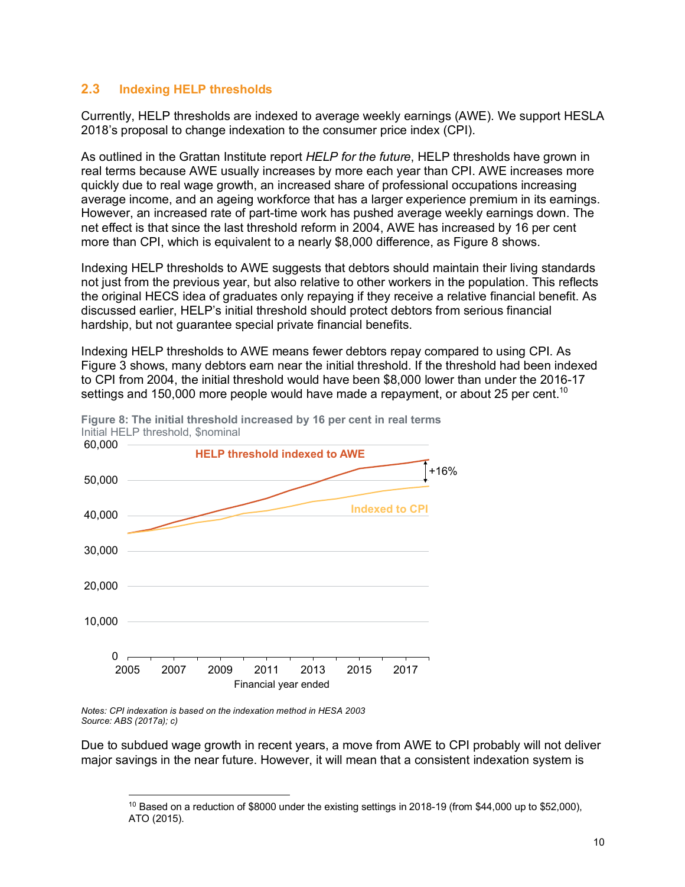## 2.3 Indexing HELP thresholds

Currently, HELP thresholds are indexed to average weekly earnings (AWE). We support HESLA 2018's proposal to change indexation to the consumer price index (CPI).

As outlined in the Grattan Institute report *HELP for the future*, HELP thresholds have grown in real terms because AWE usually increases by more each year than CPI. AWE increases more quickly due to real wage growth, an increased share of professional occupations increasing average income, and an ageing workforce that has a larger experience premium in its earnings. However, an increased rate of part-time work has pushed average weekly earnings down. The net effect is that since the last threshold reform in 2004, AWE has increased by 16 per cent more than CPI, which is equivalent to a nearly $8,000 difference, as Figure 8 shows.

Indexing HELP thresholds to AWE suggests that debtors should maintain their living standards not just from the previous year, but also relative to other workers in the population. This reflects the original HECS idea of graduates only repaying if they receive a relative financial benefit. As discussed earlier, HELP's initial threshold should protect debtors from serious financial hardship, but not guarantee special private financial benefits.

Indexing HELP thresholds to AWE means fewer debtors repay compared to using CPI. As Figure 3 shows, many debtors earn near the initial threshold. If the threshold had been indexed to CPI from 2004, the initial threshold would have been $8,000 lower than under the 2016-17 settings and 150,000 more people would have made a repayment, or about 25 per cent.[10]

**Figure 8: The initial threshold increased by 16 per cent in real terms**
Initial HELP threshold, $nominal

*Notes: CPI indexation is based on the indexation method in HESA 2003*
*Source: ABS (2017a); c)*

Due to subdued wage growth in recent years, a move from AWE to CPI probably will not deliver major savings in the near future. However, it will mean that a consistent indexation system is

[10] Based on a reduction of $8000 under the existing settings in 2018-19 (from $44,000 up to $52,000), ATO (2015).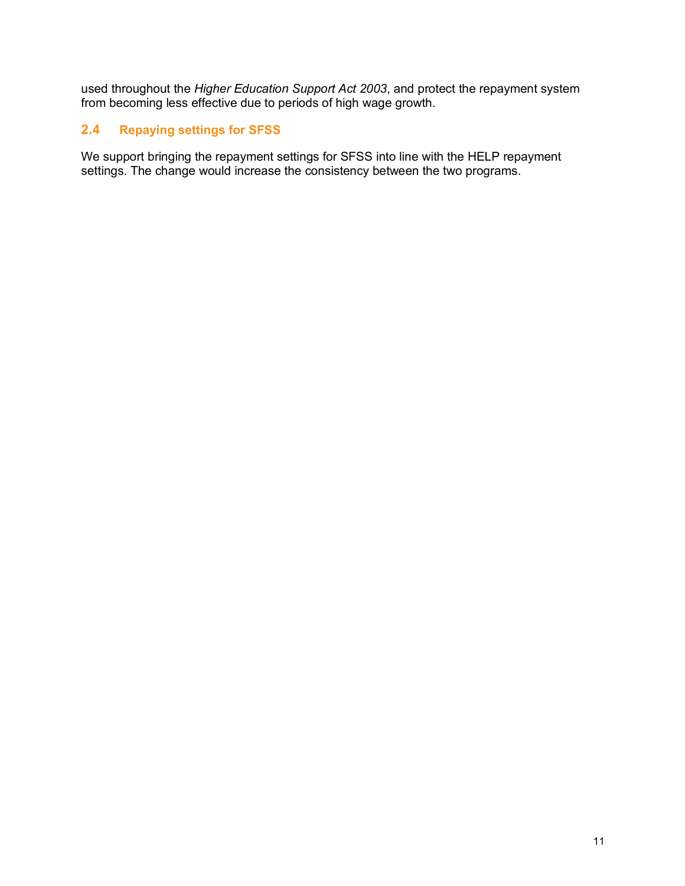used throughout the *Higher Education Support Act 2003*, and protect the repayment system from becoming less effective due to periods of high wage growth.

### 2.4 Repaying settings for SFSS

We support bringing the repayment settings for SFSS into line with the HELP repayment settings. The change would increase the consistency between the two programs.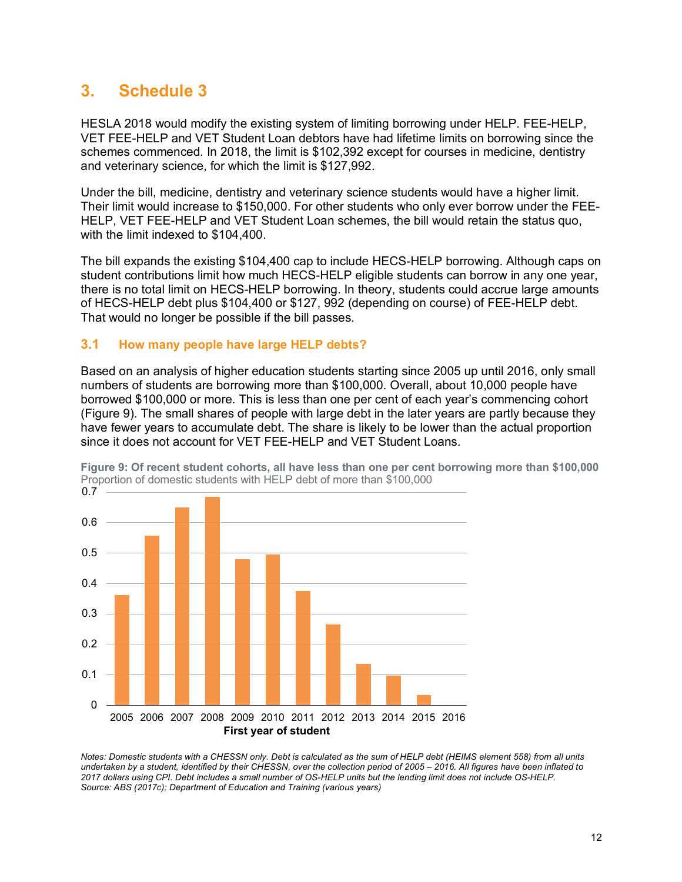# 3. Schedule 3

HESLA 2018 would modify the existing system of limiting borrowing under HELP. FEE-HELP, VET FEE-HELP and VET Student Loan debtors have had lifetime limits on borrowing since the schemes commenced. In 2018, the limit is $102,392 except for courses in medicine, dentistry and veterinary science, for which the limit is $127,992.

Under the bill, medicine, dentistry and veterinary science students would have a higher limit. Their limit would increase to $150,000. For other students who only ever borrow under the FEE-HELP, VET FEE-HELP and VET Student Loan schemes, the bill would retain the status quo, with the limit indexed to $104,400.

The bill expands the existing $104,400 cap to include HECS-HELP borrowing. Although caps on student contributions limit how much HECS-HELP eligible students can borrow in any one year, there is no total limit on HECS-HELP borrowing. In theory, students could accrue large amounts of HECS-HELP debt plus $104,400 or $127, 992 (depending on course) of FEE-HELP debt. That would no longer be possible if the bill passes.

## 3.1 How many people have large HELP debts?

Based on an analysis of higher education students starting since 2005 up until 2016, only small numbers of students are borrowing more than $100,000. Overall, about 10,000 people have borrowed $100,000 or more. This is less than one per cent of each year's commencing cohort (Figure 9). The small shares of people with large debt in the later years are partly because they have fewer years to accumulate debt. The share is likely to be lower than the actual proportion since it does not account for VET FEE-HELP and VET Student Loans.

**Figure 9: Of recent student cohorts, all have less than one per cent borrowing more than $100,000**
Proportion of domestic students with HELP debt of more than $100,000

| First year of student | Proportion (approx.) |
|---|---|
| 2005 | 0.36 |
| 2006 | 0.56 |
| 2007 | 0.65 |
| 2008 | 0.68 |
| 2009 | 0.48 |
| 2010 | 0.49 |
| 2011 | 0.37 |
| 2012 | 0.26 |
| 2013 | 0.13 |
| 2014 | 0.10 |
| 2015 | 0.03 |
| 2016 | 0 |

*Notes: Domestic students with a CHESSN only. Debt is calculated as the sum of HELP debt (HEIMS element 558) from all units undertaken by a student, identified by their CHESSN, over the collection period of 2005 – 2016. All figures have been inflated to 2017 dollars using CPI. Debt includes a small number of OS-HELP units but the lending limit does not include OS-HELP.*
*Source: ABS (2017c); Department of Education and Training (various years)*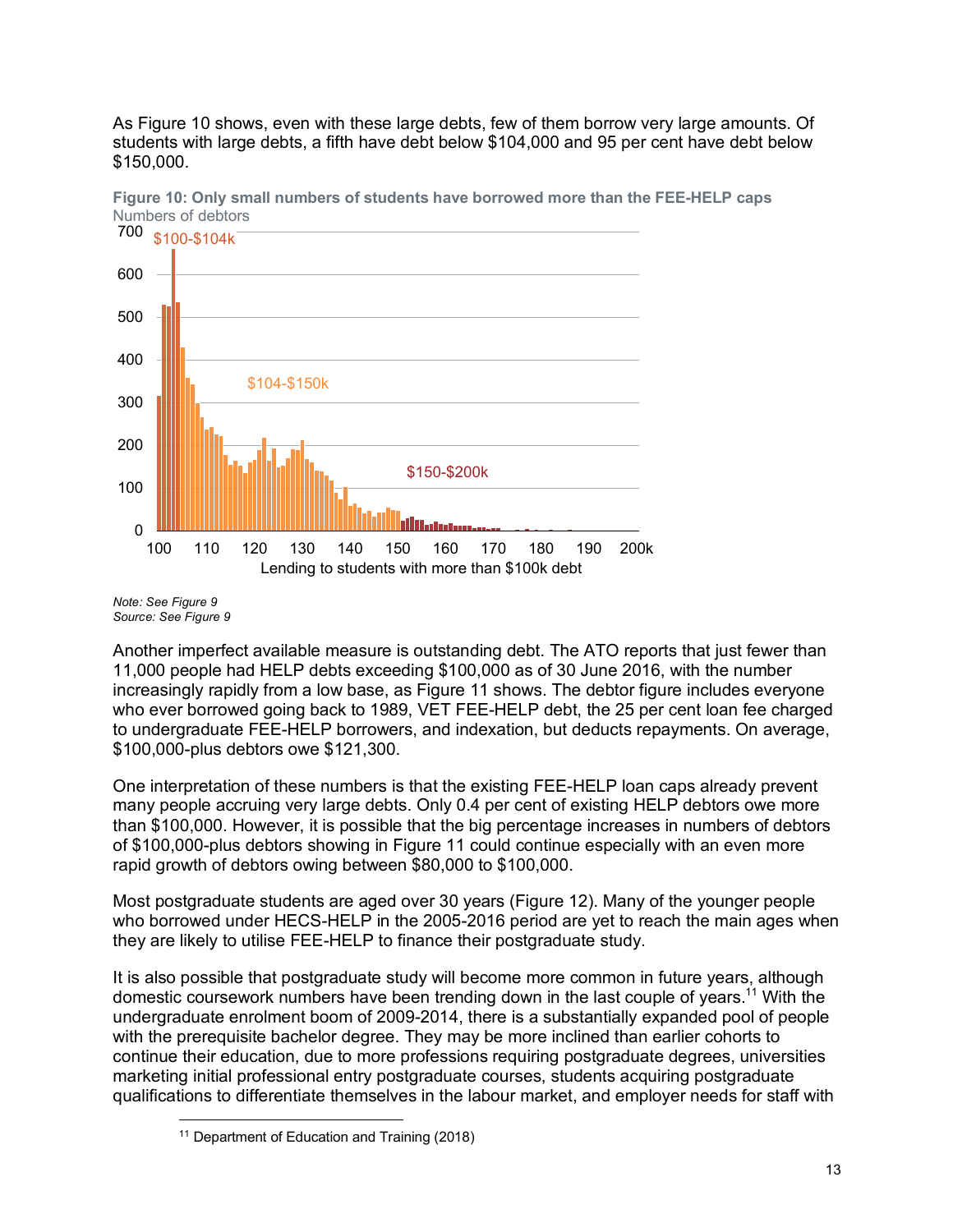As Figure 10 shows, even with these large debts, few of them borrow very large amounts. Of students with large debts, a fifth have debt below $104,000 and 95 per cent have debt below $150,000.

**Figure 10: Only small numbers of students have borrowed more than the FEE-HELP caps**
Numbers of debtors

Lending to students with more than $100k debt

*Note: See Figure 9*
*Source: See Figure 9*

Another imperfect available measure is outstanding debt. The ATO reports that just fewer than 11,000 people had HELP debts exceeding $100,000 as of 30 June 2016, with the number increasingly rapidly from a low base, as Figure 11 shows. The debtor figure includes everyone who ever borrowed going back to 1989, VET FEE-HELP debt, the 25 per cent loan fee charged to undergraduate FEE-HELP borrowers, and indexation, but deducts repayments. On average, $100,000-plus debtors owe $121,300.

One interpretation of these numbers is that the existing FEE-HELP loan caps already prevent many people accruing very large debts. Only 0.4 per cent of existing HELP debtors owe more than $100,000. However, it is possible that the big percentage increases in numbers of debtors of $100,000-plus debtors showing in Figure 11 could continue especially with an even more rapid growth of debtors owing between $80,000 to $100,000.

Most postgraduate students are aged over 30 years (Figure 12). Many of the younger people who borrowed under HECS-HELP in the 2005-2016 period are yet to reach the main ages when they are likely to utilise FEE-HELP to finance their postgraduate study.

It is also possible that postgraduate study will become more common in future years, although domestic coursework numbers have been trending down in the last couple of years.[11] With the undergraduate enrolment boom of 2009-2014, there is a substantially expanded pool of people with the prerequisite bachelor degree. They may be more inclined than earlier cohorts to continue their education, due to more professions requiring postgraduate degrees, universities marketing initial professional entry postgraduate courses, students acquiring postgraduate qualifications to differentiate themselves in the labour market, and employer needs for staff with

[11] Department of Education and Training (2018)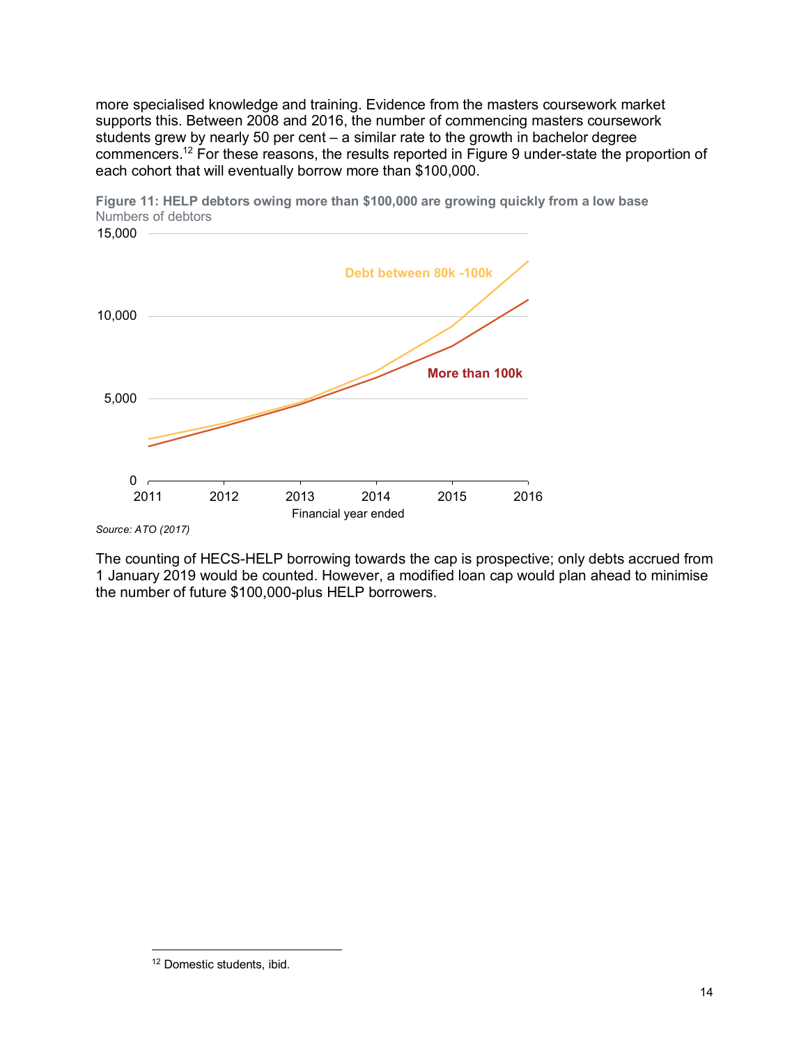more specialised knowledge and training. Evidence from the masters coursework market supports this. Between 2008 and 2016, the number of commencing masters coursework students grew by nearly 50 per cent – a similar rate to the growth in bachelor degree commencers.[12] For these reasons, the results reported in Figure 9 under-state the proportion of each cohort that will eventually borrow more than $100,000.

**Figure 11: HELP debtors owing more than $100,000 are growing quickly from a low base**
Numbers of debtors

*Source: ATO (2017)*

The counting of HECS-HELP borrowing towards the cap is prospective; only debts accrued from 1 January 2019 would be counted. However, a modified loan cap would plan ahead to minimise the number of future $100,000-plus HELP borrowers.

[12] Domestic students, ibid.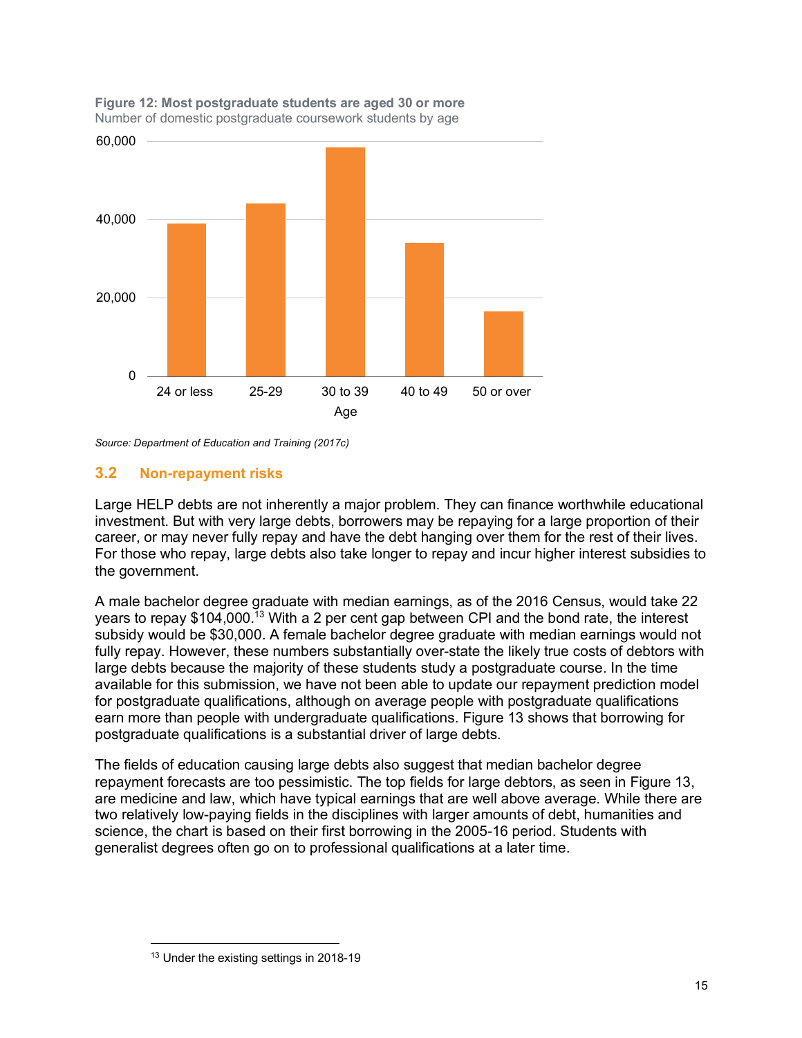**Figure 12: Most postgraduate students are aged 30 or more**
Number of domestic postgraduate coursework students by age

*Source: Department of Education and Training (2017c)*

## 3.2 Non-repayment risks

Large HELP debts are not inherently a major problem. They can finance worthwhile educational investment. But with very large debts, borrowers may be repaying for a large proportion of their career, or may never fully repay and have the debt hanging over them for the rest of their lives. For those who repay, large debts also take longer to repay and incur higher interest subsidies to the government.

A male bachelor degree graduate with median earnings, as of the 2016 Census, would take 22 years to repay $104,000.[13] With a 2 per cent gap between CPI and the bond rate, the interest subsidy would be $30,000. A female bachelor degree graduate with median earnings would not fully repay. However, these numbers substantially over-state the likely true costs of debtors with large debts because the majority of these students study a postgraduate course. In the time available for this submission, we have not been able to update our repayment prediction model for postgraduate qualifications, although on average people with postgraduate qualifications earn more than people with undergraduate qualifications. Figure 13 shows that borrowing for postgraduate qualifications is a substantial driver of large debts.

The fields of education causing large debts also suggest that median bachelor degree repayment forecasts are too pessimistic. The top fields for large debtors, as seen in Figure 13, are medicine and law, which have typical earnings that are well above average. While there are two relatively low-paying fields in the disciplines with larger amounts of debt, humanities and science, the chart is based on their first borrowing in the 2005-16 period. Students with generalist degrees often go on to professional qualifications at a later time.

[13] Under the existing settings in 2018-19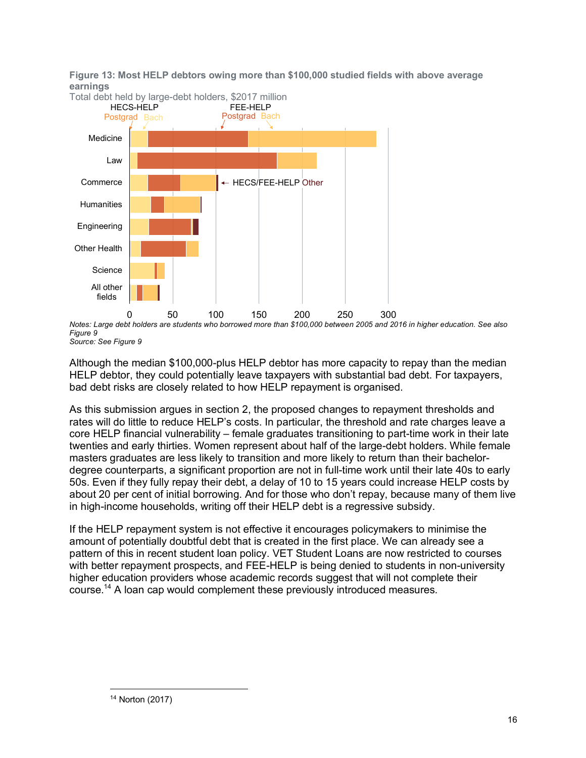**Figure 13: Most HELP debtors owing more than $100,000 studied fields with above average earnings**

Total debt held by large-debt holders, $2017 million

*Notes: Large debt holders are students who borrowed more than $100,000 between 2005 and 2016 in higher education. See also Figure 9*

*Source: See Figure 9*

Although the median $100,000-plus HELP debtor has more capacity to repay than the median HELP debtor, they could potentially leave taxpayers with substantial bad debt. For taxpayers, bad debt risks are closely related to how HELP repayment is organised.

As this submission argues in section 2, the proposed changes to repayment thresholds and rates will do little to reduce HELP's costs. In particular, the threshold and rate charges leave a core HELP financial vulnerability – female graduates transitioning to part-time work in their late twenties and early thirties. Women represent about half of the large-debt holders. While female masters graduates are less likely to transition and more likely to return than their bachelor-degree counterparts, a significant proportion are not in full-time work until their late 40s to early 50s. Even if they fully repay their debt, a delay of 10 to 15 years could increase HELP costs by about 20 per cent of initial borrowing. And for those who don't repay, because many of them live in high-income households, writing off their HELP debt is a regressive subsidy.

If the HELP repayment system is not effective it encourages policymakers to minimise the amount of potentially doubtful debt that is created in the first place. We can already see a pattern of this in recent student loan policy. VET Student Loans are now restricted to courses with better repayment prospects, and FEE-HELP is being denied to students in non-university higher education providers whose academic records suggest that will not complete their course.[14] A loan cap would complement these previously introduced measures.

[14] Norton (2017)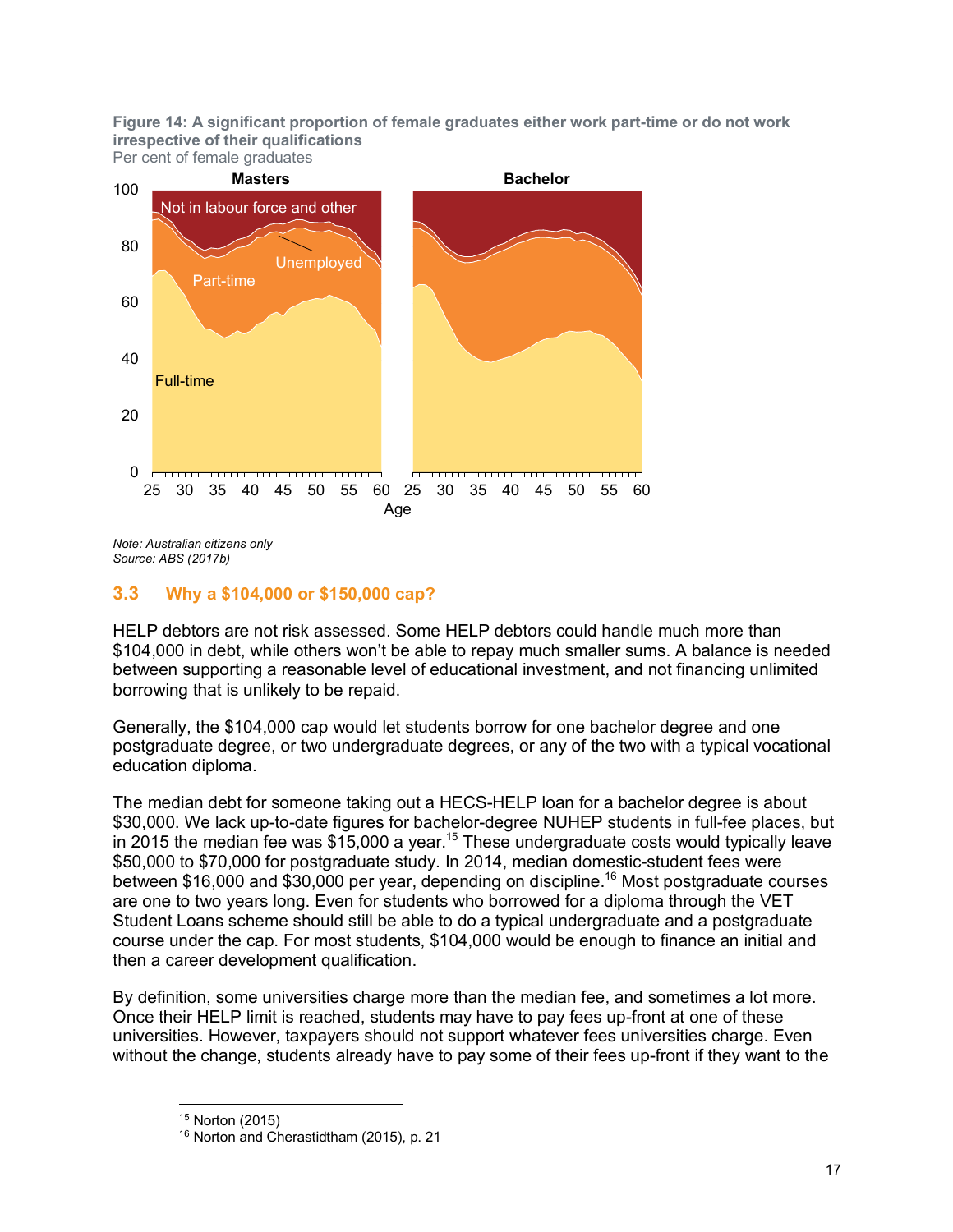**Figure 14: A significant proportion of female graduates either work part-time or do not work irrespective of their qualifications**

Per cent of female graduates

*Note: Australian citizens only*
*Source: ABS (2017b)*

### 3.3 Why a $104,000 or $150,000 cap?

HELP debtors are not risk assessed. Some HELP debtors could handle much more than $104,000 in debt, while others won't be able to repay much smaller sums. A balance is needed between supporting a reasonable level of educational investment, and not financing unlimited borrowing that is unlikely to be repaid.

Generally, the $104,000 cap would let students borrow for one bachelor degree and one postgraduate degree, or two undergraduate degrees, or any of the two with a typical vocational education diploma.

The median debt for someone taking out a HECS-HELP loan for a bachelor degree is about $30,000. We lack up-to-date figures for bachelor-degree NUHEP students in full-fee places, but in 2015 the median fee was $15,000 a year.[15] These undergraduate costs would typically leave $50,000 to $70,000 for postgraduate study. In 2014, median domestic-student fees were between $16,000 and $30,000 per year, depending on discipline.[16] Most postgraduate courses are one to two years long. Even for students who borrowed for a diploma through the VET Student Loans scheme should still be able to do a typical undergraduate and a postgraduate course under the cap. For most students, $104,000 would be enough to finance an initial and then a career development qualification.

By definition, some universities charge more than the median fee, and sometimes a lot more. Once their HELP limit is reached, students may have to pay fees up-front at one of these universities. However, taxpayers should not support whatever fees universities charge. Even without the change, students already have to pay some of their fees up-front if they want to the

---

[15] Norton (2015)
[16] Norton and Cherastidtham (2015), p. 21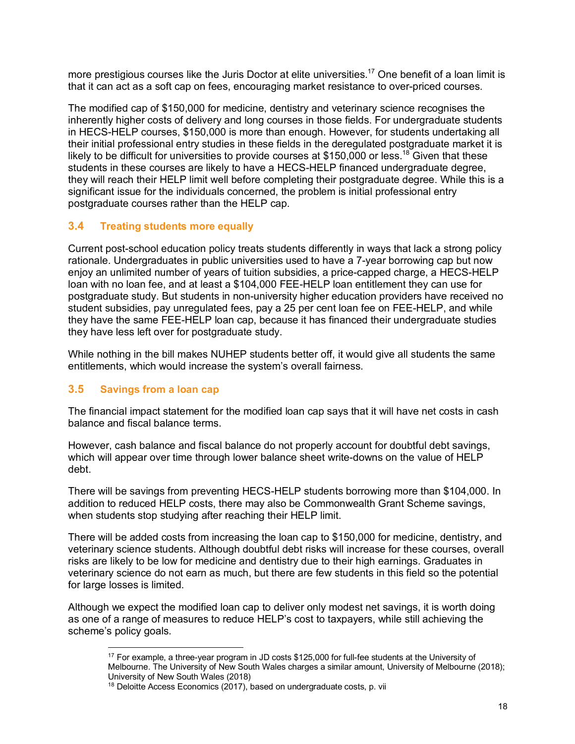more prestigious courses like the Juris Doctor at elite universities.[17] One benefit of a loan limit is that it can act as a soft cap on fees, encouraging market resistance to over-priced courses.

The modified cap of $150,000 for medicine, dentistry and veterinary science recognises the inherently higher costs of delivery and long courses in those fields. For undergraduate students in HECS-HELP courses, $150,000 is more than enough. However, for students undertaking all their initial professional entry studies in these fields in the deregulated postgraduate market it is likely to be difficult for universities to provide courses at $150,000 or less.[18] Given that these students in these courses are likely to have a HECS-HELP financed undergraduate degree, they will reach their HELP limit well before completing their postgraduate degree. While this is a significant issue for the individuals concerned, the problem is initial professional entry postgraduate courses rather than the HELP cap.

### 3.4 Treating students more equally

Current post-school education policy treats students differently in ways that lack a strong policy rationale. Undergraduates in public universities used to have a 7-year borrowing cap but now enjoy an unlimited number of years of tuition subsidies, a price-capped charge, a HECS-HELP loan with no loan fee, and at least a $104,000 FEE-HELP loan entitlement they can use for postgraduate study. But students in non-university higher education providers have received no student subsidies, pay unregulated fees, pay a 25 per cent loan fee on FEE-HELP, and while they have the same FEE-HELP loan cap, because it has financed their undergraduate studies they have less left over for postgraduate study.

While nothing in the bill makes NUHEP students better off, it would give all students the same entitlements, which would increase the system's overall fairness.

### 3.5 Savings from a loan cap

The financial impact statement for the modified loan cap says that it will have net costs in cash balance and fiscal balance terms.

However, cash balance and fiscal balance do not properly account for doubtful debt savings, which will appear over time through lower balance sheet write-downs on the value of HELP debt.

There will be savings from preventing HECS-HELP students borrowing more than $104,000. In addition to reduced HELP costs, there may also be Commonwealth Grant Scheme savings, when students stop studying after reaching their HELP limit.

There will be added costs from increasing the loan cap to $150,000 for medicine, dentistry, and veterinary science students. Although doubtful debt risks will increase for these courses, overall risks are likely to be low for medicine and dentistry due to their high earnings. Graduates in veterinary science do not earn as much, but there are few students in this field so the potential for large losses is limited.

Although we expect the modified loan cap to deliver only modest net savings, it is worth doing as one of a range of measures to reduce HELP's cost to taxpayers, while still achieving the scheme's policy goals.

---

[17] For example, a three-year program in JD costs $125,000 for full-fee students at the University of Melbourne. The University of New South Wales charges a similar amount, University of Melbourne (2018); University of New South Wales (2018)

[18] Deloitte Access Economics (2017), based on undergraduate costs, p. vii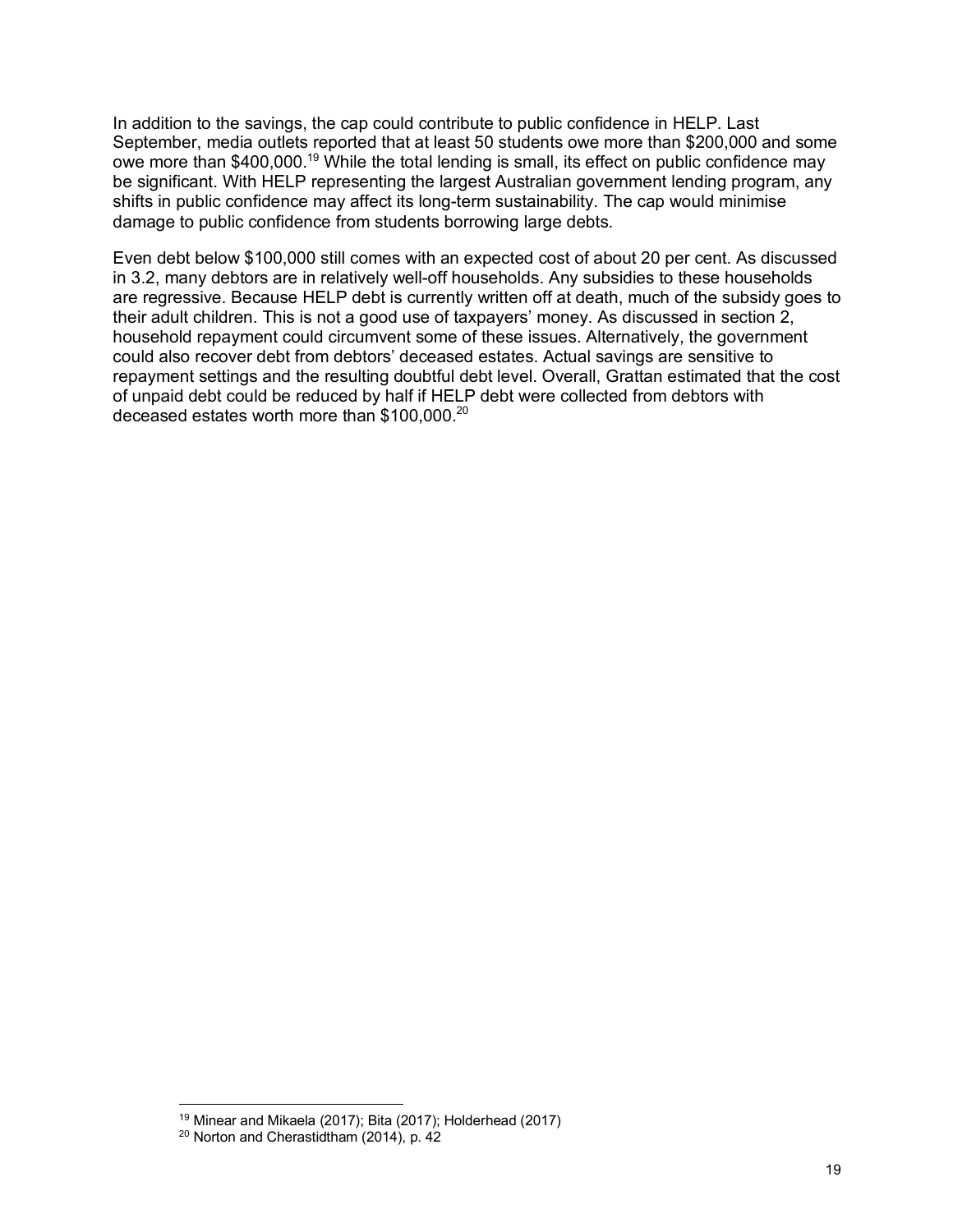In addition to the savings, the cap could contribute to public confidence in HELP. Last September, media outlets reported that at least 50 students owe more than $200,000 and some owe more than $400,000.[19] While the total lending is small, its effect on public confidence may be significant. With HELP representing the largest Australian government lending program, any shifts in public confidence may affect its long-term sustainability. The cap would minimise damage to public confidence from students borrowing large debts.

Even debt below $100,000 still comes with an expected cost of about 20 per cent. As discussed in 3.2, many debtors are in relatively well-off households. Any subsidies to these households are regressive. Because HELP debt is currently written off at death, much of the subsidy goes to their adult children. This is not a good use of taxpayers' money. As discussed in section 2, household repayment could circumvent some of these issues. Alternatively, the government could also recover debt from debtors' deceased estates. Actual savings are sensitive to repayment settings and the resulting doubtful debt level. Overall, Grattan estimated that the cost of unpaid debt could be reduced by half if HELP debt were collected from debtors with deceased estates worth more than $100,000.[20]

---

[19] Minear and Mikaela (2017); Bita (2017); Holderhead (2017)

[20] Norton and Cherastidtham (2014), p. 42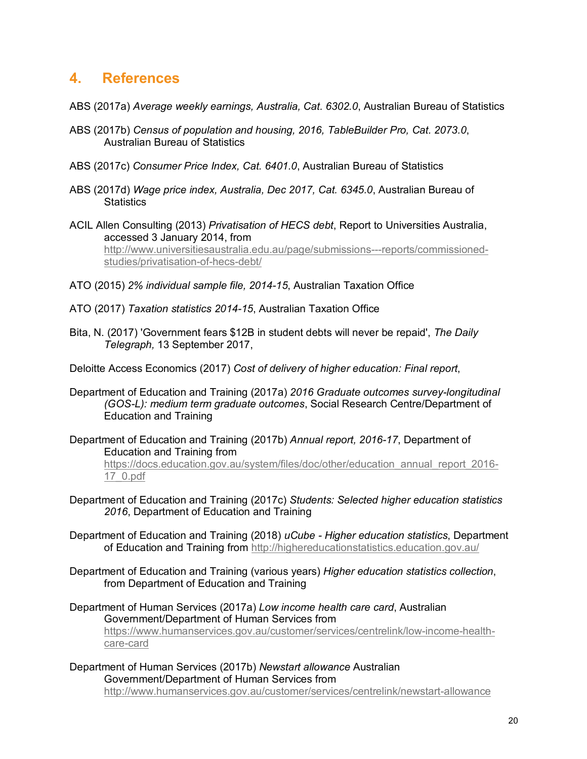## 4. References

ABS (2017a) *Average weekly earnings, Australia, Cat. 6302.0*, Australian Bureau of Statistics

ABS (2017b) *Census of population and housing, 2016, TableBuilder Pro, Cat. 2073.0*, Australian Bureau of Statistics

ABS (2017c) *Consumer Price Index, Cat. 6401.0*, Australian Bureau of Statistics

ABS (2017d) *Wage price index, Australia, Dec 2017, Cat. 6345.0*, Australian Bureau of Statistics

ACIL Allen Consulting (2013) *Privatisation of HECS debt*, Report to Universities Australia, accessed 3 January 2014, from http://www.universitiesaustralia.edu.au/page/submissions---reports/commissioned-studies/privatisation-of-hecs-debt/

ATO (2015) *2% individual sample file, 2014-15*, Australian Taxation Office

ATO (2017) *Taxation statistics 2014-15*, Australian Taxation Office

Bita, N. (2017) 'Government fears $12B in student debts will never be repaid', *The Daily Telegraph,* 13 September 2017,

Deloitte Access Economics (2017) *Cost of delivery of higher education: Final report*,

Department of Education and Training (2017a) *2016 Graduate outcomes survey-longitudinal (GOS-L): medium term graduate outcomes*, Social Research Centre/Department of Education and Training

Department of Education and Training (2017b) *Annual report, 2016-17*, Department of Education and Training from https://docs.education.gov.au/system/files/doc/other/education_annual_report_2016-17_0.pdf

Department of Education and Training (2017c) *Students: Selected higher education statistics 2016*, Department of Education and Training

Department of Education and Training (2018) *uCube - Higher education statistics*, Department of Education and Training from http://highereducationstatistics.education.gov.au/

Department of Education and Training (various years) *Higher education statistics collection*, from Department of Education and Training

Department of Human Services (2017a) *Low income health care card*, Australian Government/Department of Human Services from https://www.humanservices.gov.au/customer/services/centrelink/low-income-health-care-card

Department of Human Services (2017b) *Newstart allowance* Australian Government/Department of Human Services from http://www.humanservices.gov.au/customer/services/centrelink/newstart-allowance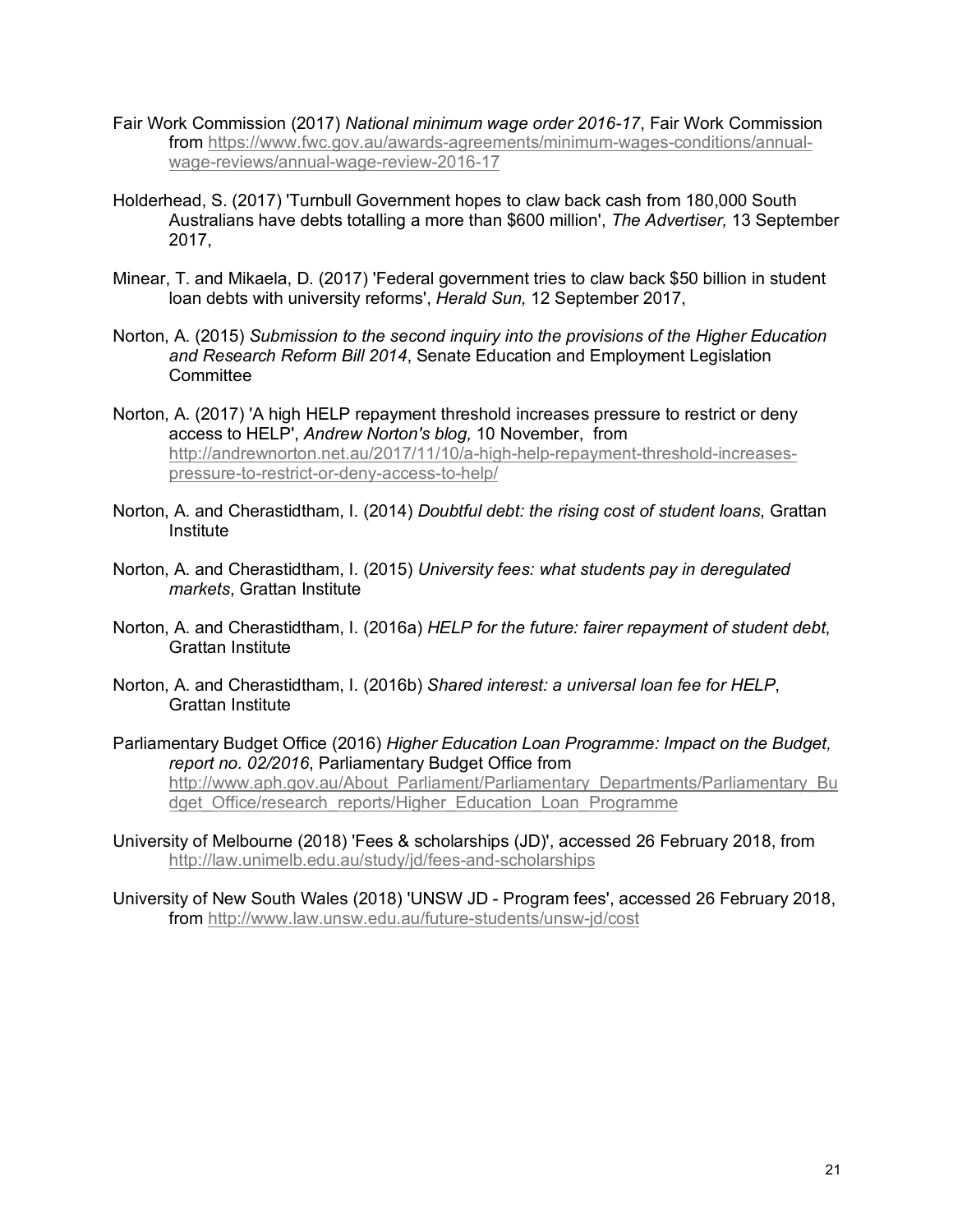Fair Work Commission (2017) *National minimum wage order 2016-17*, Fair Work Commission from https://www.fwc.gov.au/awards-agreements/minimum-wages-conditions/annual-wage-reviews/annual-wage-review-2016-17

Holderhead, S. (2017) 'Turnbull Government hopes to claw back cash from 180,000 South Australians have debts totalling a more than $600 million', *The Advertiser,* 13 September 2017,

Minear, T. and Mikaela, D. (2017) 'Federal government tries to claw back $50 billion in student loan debts with university reforms', *Herald Sun,* 12 September 2017,

Norton, A. (2015) *Submission to the second inquiry into the provisions of the Higher Education and Research Reform Bill 2014*, Senate Education and Employment Legislation Committee

Norton, A. (2017) 'A high HELP repayment threshold increases pressure to restrict or deny access to HELP', *Andrew Norton's blog,* 10 November, from http://andrewnorton.net.au/2017/11/10/a-high-help-repayment-threshold-increases-pressure-to-restrict-or-deny-access-to-help/

Norton, A. and Cherastidtham, I. (2014) *Doubtful debt: the rising cost of student loans*, Grattan Institute

Norton, A. and Cherastidtham, I. (2015) *University fees: what students pay in deregulated markets*, Grattan Institute

Norton, A. and Cherastidtham, I. (2016a) *HELP for the future: fairer repayment of student debt*, Grattan Institute

Norton, A. and Cherastidtham, I. (2016b) *Shared interest: a universal loan fee for HELP*, Grattan Institute

Parliamentary Budget Office (2016) *Higher Education Loan Programme: Impact on the Budget, report no. 02/2016*, Parliamentary Budget Office from http://www.aph.gov.au/About_Parliament/Parliamentary_Departments/Parliamentary_Budget_Office/research_reports/Higher_Education_Loan_Programme

University of Melbourne (2018) 'Fees & scholarships (JD)', accessed 26 February 2018, from http://law.unimelb.edu.au/study/jd/fees-and-scholarships

University of New South Wales (2018) 'UNSW JD - Program fees', accessed 26 February 2018, from http://www.law.unsw.edu.au/future-students/unsw-jd/cost